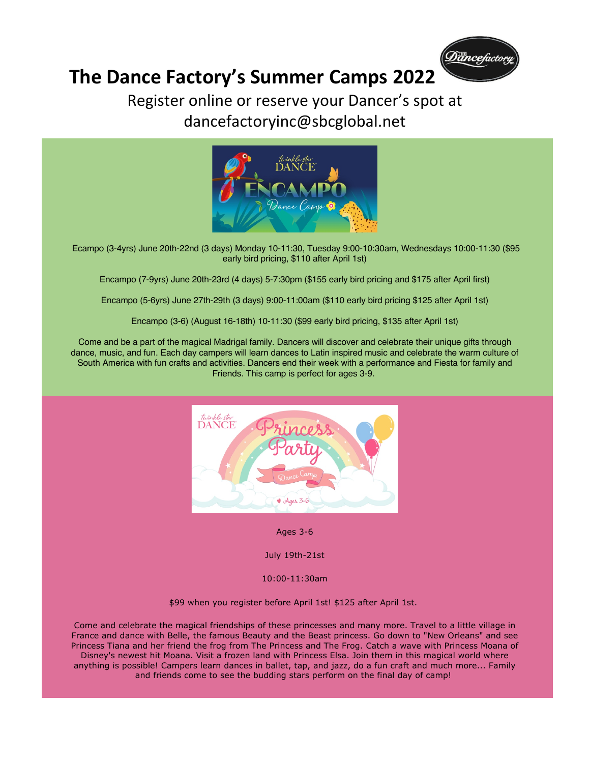# The Dance Factory's Summer Camps 2022

Register online or reserve your Dancer's spot at dancefactoryinc@sbcglobal.net

Ecampo (3-4yrs) June 20th-22nd (3 days) Monday 10-11:30, Tuesday 9:00-10:30am, Wednesdays 10:00-11:30 ($95 early bird pricing, $110 after April 1st)

Encampo (7-9yrs) June 20th-23rd (4 days) 5-7:30pm ($155 early bird pricing and $175 after April first)

Encampo (5-6yrs) June 27th-29th (3 days) 9:00-11:00am ($110 early bird pricing $125 after April 1st)

Encampo (3-6) (August 16-18th) 10-11:30 ($99 early bird pricing, $135 after April 1st)

Come and be a part of the magical Madrigal family. Dancers will discover and celebrate their unique gifts through dance, music, and fun. Each day campers will learn dances to Latin inspired music and celebrate the warm culture of South America with fun crafts and activities. Dancers end their week with a performance and Fiesta for family and Friends. This camp is perfect for ages 3-9.

Ages 3-6

July 19th-21st

10:00-11:30am

$99 when you register before April 1st! $125 after April 1st.

Come and celebrate the magical friendships of these princesses and many more. Travel to a little village in France and dance with Belle, the famous Beauty and the Beast princess. Go down to "New Orleans" and see Princess Tiana and her friend the frog from The Princess and The Frog. Catch a wave with Princess Moana of Disney's newest hit Moana. Visit a frozen land with Princess Elsa. Join them in this magical world where anything is possible! Campers learn dances in ballet, tap, and jazz, do a fun craft and much more... Family and friends come to see the budding stars perform on the final day of camp!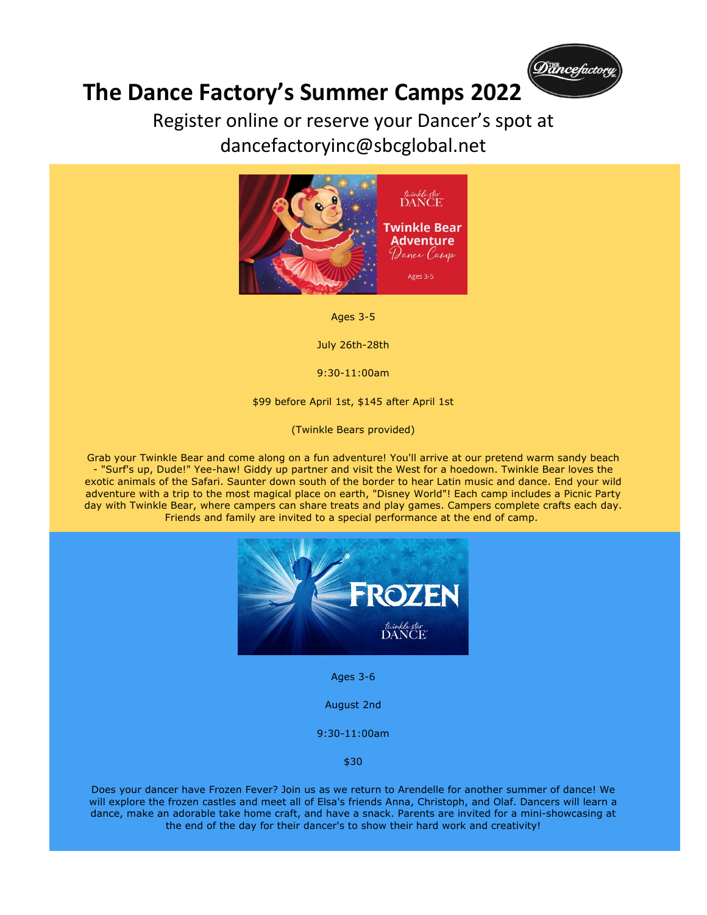# The Dance Factory's Summer Camps 2022

Register online or reserve your Dancer's spot at dancefactoryinc@sbcglobal.net

Ages 3-5

July 26th-28th

9:30-11:00am

$99 before April 1st, $145 after April 1st

(Twinkle Bears provided)

Grab your Twinkle Bear and come along on a fun adventure! You'll arrive at our pretend warm sandy beach - "Surf's up, Dude!" Yee-haw! Giddy up partner and visit the West for a hoedown. Twinkle Bear loves the exotic animals of the Safari. Saunter down south of the border to hear Latin music and dance. End your wild adventure with a trip to the most magical place on earth, "Disney World"! Each camp includes a Picnic Party day with Twinkle Bear, where campers can share treats and play games. Campers complete crafts each day. Friends and family are invited to a special performance at the end of camp.

Ages 3-6

August 2nd

9:30-11:00am

$30

Does your dancer have Frozen Fever? Join us as we return to Arendelle for another summer of dance! We will explore the frozen castles and meet all of Elsa's friends Anna, Christoph, and Olaf. Dancers will learn a dance, make an adorable take home craft, and have a snack. Parents are invited for a mini-showcasing at the end of the day for their dancer's to show their hard work and creativity!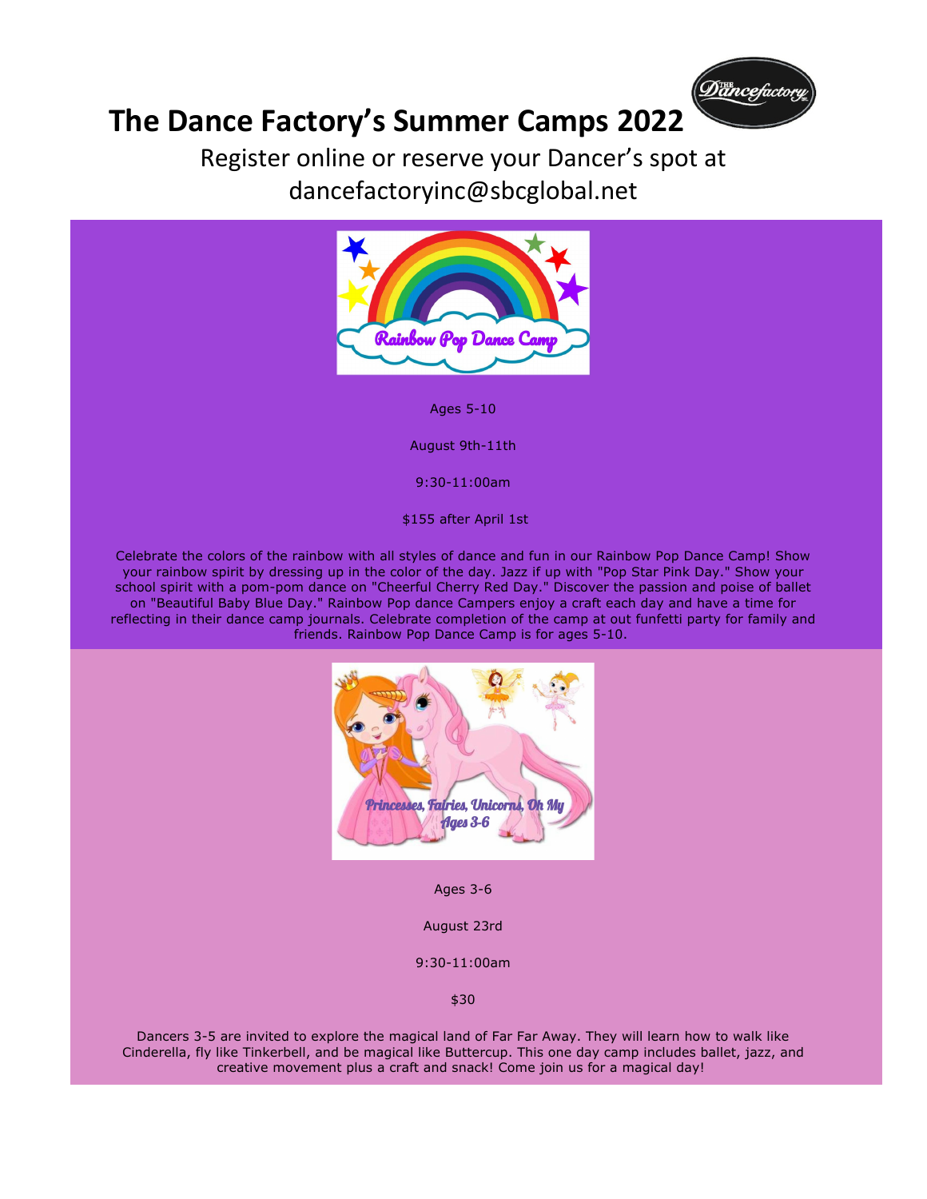# The Dance Factory's Summer Camps 2022

Register online or reserve your Dancer's spot at dancefactoryinc@sbcglobal.net

Rainbow Pop Dance Camp

Ages 5-10

August 9th-11th

9:30-11:00am

$155 after April 1st

Celebrate the colors of the rainbow with all styles of dance and fun in our Rainbow Pop Dance Camp! Show your rainbow spirit by dressing up in the color of the day. Jazz if up with "Pop Star Pink Day." Show your school spirit with a pom-pom dance on "Cheerful Cherry Red Day." Discover the passion and poise of ballet on "Beautiful Baby Blue Day." Rainbow Pop dance Campers enjoy a craft each day and have a time for reflecting in their dance camp journals. Celebrate completion of the camp at out funfetti party for family and friends. Rainbow Pop Dance Camp is for ages 5-10.

Princesses, Fairies, Unicorns, Oh My
Ages 3-6

Ages 3-6

August 23rd

9:30-11:00am

$30

Dancers 3-5 are invited to explore the magical land of Far Far Away. They will learn how to walk like Cinderella, fly like Tinkerbell, and be magical like Buttercup. This one day camp includes ballet, jazz, and creative movement plus a craft and snack! Come join us for a magical day!